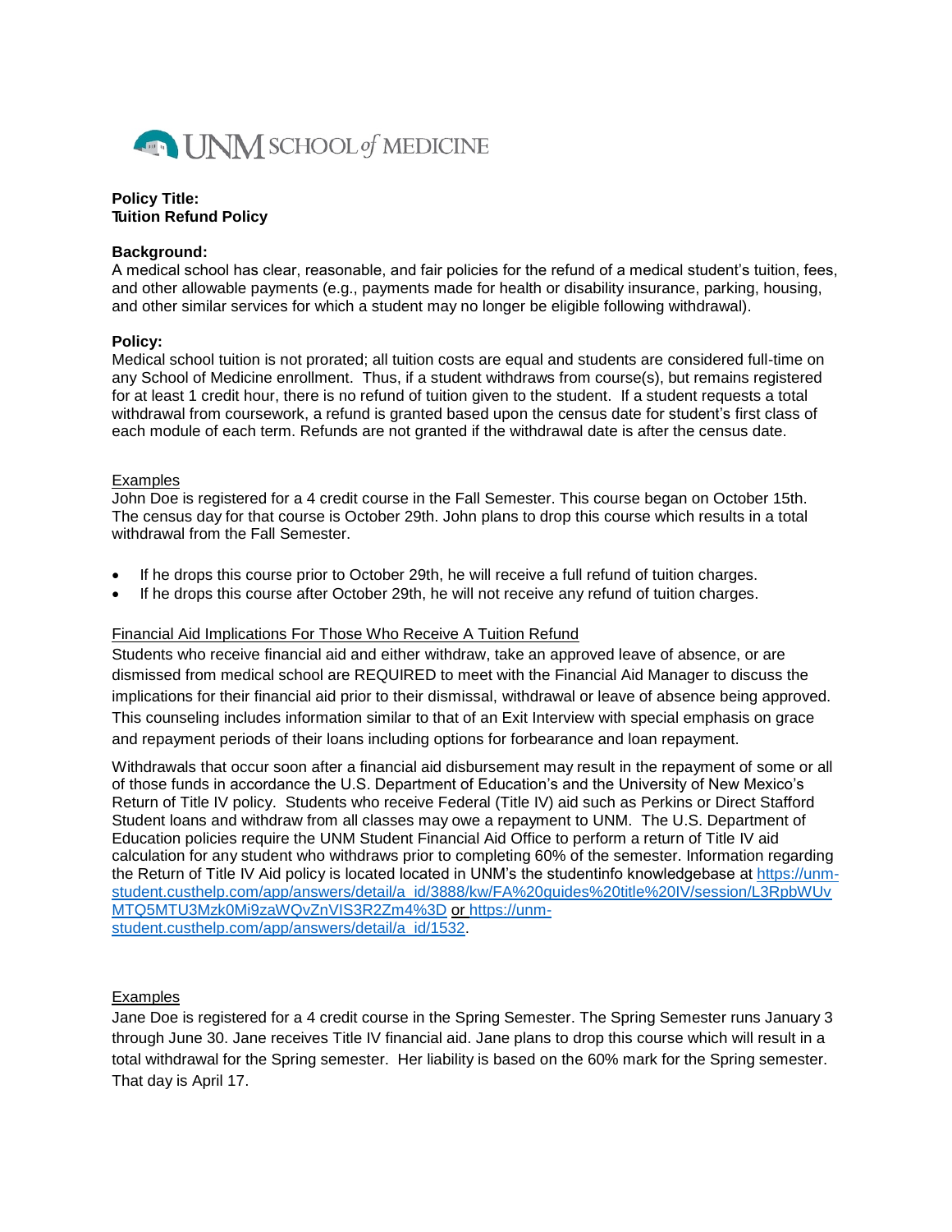UNM SCHOOL of MEDICINE

**Policy Title:**
**Tuition Refund Policy**

**Background:**
A medical school has clear, reasonable, and fair policies for the refund of a medical student's tuition, fees, and other allowable payments (e.g., payments made for health or disability insurance, parking, housing, and other similar services for which a student may no longer be eligible following withdrawal).

**Policy:**
Medical school tuition is not prorated; all tuition costs are equal and students are considered full-time on any School of Medicine enrollment. Thus, if a student withdraws from course(s), but remains registered for at least 1 credit hour, there is no refund of tuition given to the student. If a student requests a total withdrawal from coursework, a refund is granted based upon the census date for student's first class of each module of each term. Refunds are not granted if the withdrawal date is after the census date.

Examples
John Doe is registered for a 4 credit course in the Fall Semester. This course began on October 15th. The census day for that course is October 29th. John plans to drop this course which results in a total withdrawal from the Fall Semester.

- If he drops this course prior to October 29th, he will receive a full refund of tuition charges.
- If he drops this course after October 29th, he will not receive any refund of tuition charges.

Financial Aid Implications For Those Who Receive A Tuition Refund
Students who receive financial aid and either withdraw, take an approved leave of absence, or are dismissed from medical school are REQUIRED to meet with the Financial Aid Manager to discuss the implications for their financial aid prior to their dismissal, withdrawal or leave of absence being approved. This counseling includes information similar to that of an Exit Interview with special emphasis on grace and repayment periods of their loans including options for forbearance and loan repayment.

Withdrawals that occur soon after a financial aid disbursement may result in the repayment of some or all of those funds in accordance the U.S. Department of Education's and the University of New Mexico's Return of Title IV policy. Students who receive Federal (Title IV) aid such as Perkins or Direct Stafford Student loans and withdraw from all classes may owe a repayment to UNM. The U.S. Department of Education policies require the UNM Student Financial Aid Office to perform a return of Title IV aid calculation for any student who withdraws prior to completing 60% of the semester. Information regarding the Return of Title IV Aid policy is located located in UNM's the studentinfo knowledgebase at https://unm-student.custhelp.com/app/answers/detail/a_id/3888/kw/FA%20guides%20title%20IV/session/L3RpbWUvMTQ5MTU3Mzk0Mi9zaWQvZnVIS3R2Zm4%3D or https://unm-student.custhelp.com/app/answers/detail/a_id/1532.

Examples
Jane Doe is registered for a 4 credit course in the Spring Semester. The Spring Semester runs January 3 through June 30. Jane receives Title IV financial aid. Jane plans to drop this course which will result in a total withdrawal for the Spring semester. Her liability is based on the 60% mark for the Spring semester. That day is April 17.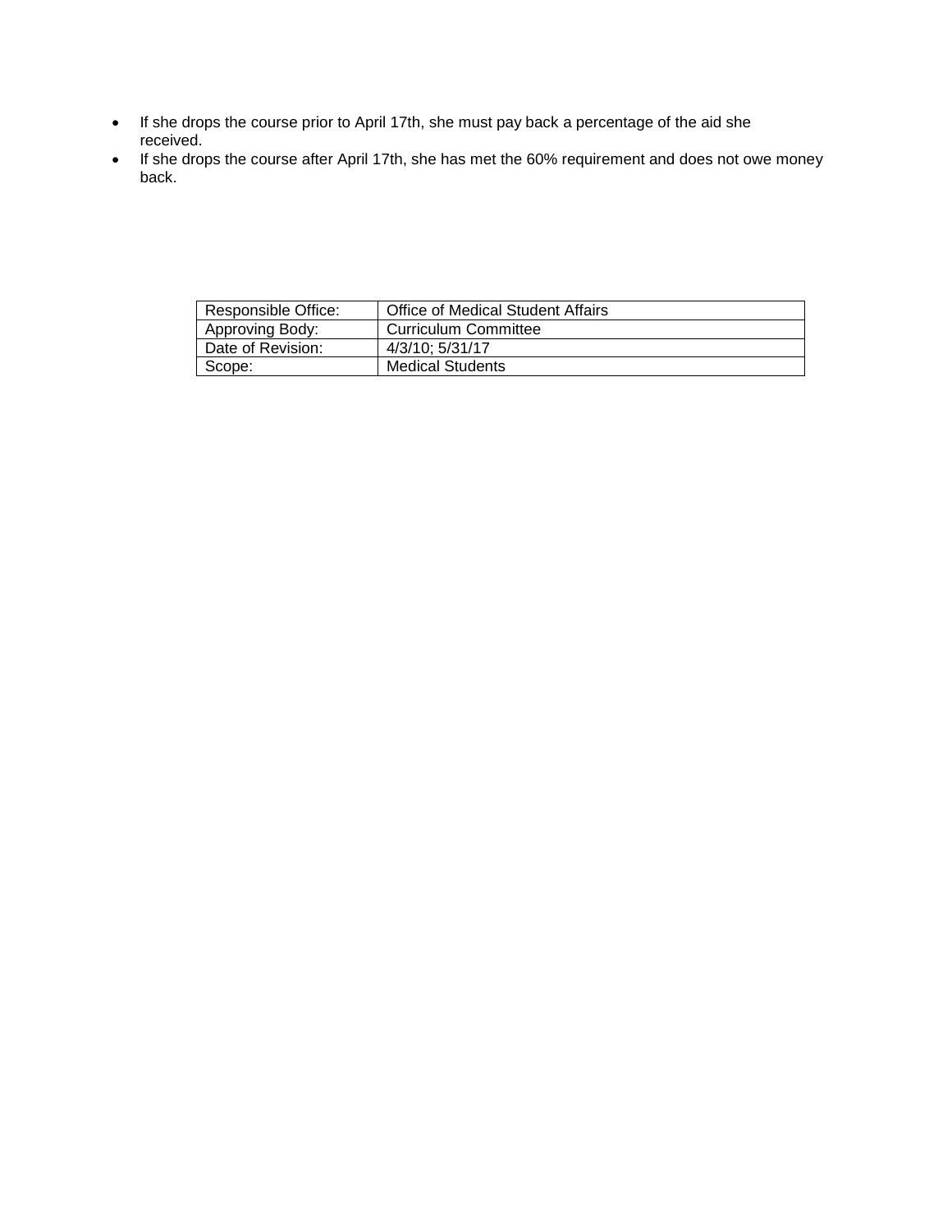- If she drops the course prior to April 17th, she must pay back a percentage of the aid she received.
- If she drops the course after April 17th, she has met the 60% requirement and does not owe money back.

| | |
|---|---|
| Responsible Office: | Office of Medical Student Affairs |
| Approving Body: | Curriculum Committee |
| Date of Revision: | 4/3/10; 5/31/17 |
| Scope: | Medical Students |